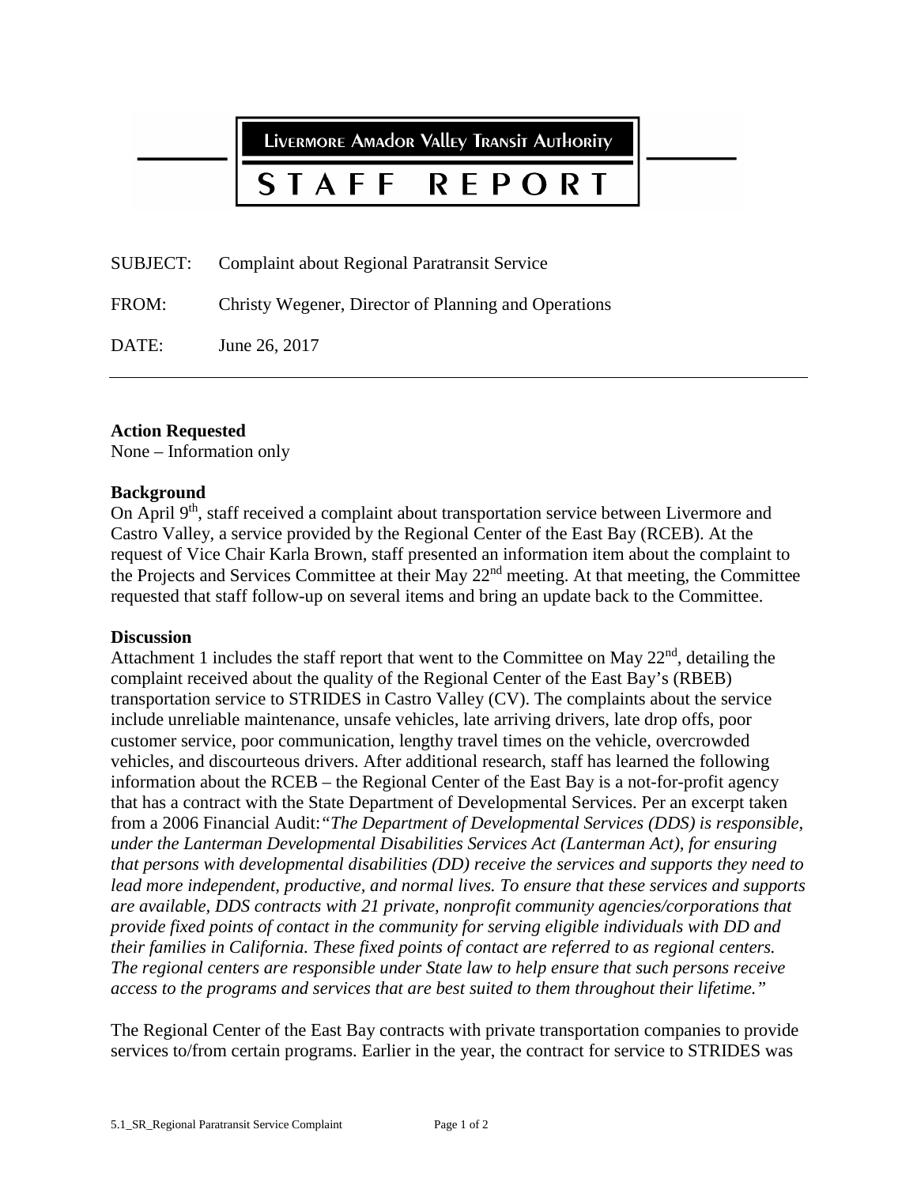# Livermore Amador Valley Transit Authority

# STAFF REPORT

SUBJECT: Complaint about Regional Paratransit Service

FROM: Christy Wegener, Director of Planning and Operations

DATE: June 26, 2017

---

**Action Requested**
None – Information only

**Background**
On April 9th, staff received a complaint about transportation service between Livermore and Castro Valley, a service provided by the Regional Center of the East Bay (RCEB). At the request of Vice Chair Karla Brown, staff presented an information item about the complaint to the Projects and Services Committee at their May 22nd meeting. At that meeting, the Committee requested that staff follow-up on several items and bring an update back to the Committee.

**Discussion**
Attachment 1 includes the staff report that went to the Committee on May 22nd, detailing the complaint received about the quality of the Regional Center of the East Bay's (RBEB) transportation service to STRIDES in Castro Valley (CV). The complaints about the service include unreliable maintenance, unsafe vehicles, late arriving drivers, late drop offs, poor customer service, poor communication, lengthy travel times on the vehicle, overcrowded vehicles, and discourteous drivers. After additional research, staff has learned the following information about the RCEB – the Regional Center of the East Bay is a not-for-profit agency that has a contract with the State Department of Developmental Services. Per an excerpt taken from a 2006 Financial Audit:*"The Department of Developmental Services (DDS) is responsible, under the Lanterman Developmental Disabilities Services Act (Lanterman Act), for ensuring that persons with developmental disabilities (DD) receive the services and supports they need to lead more independent, productive, and normal lives. To ensure that these services and supports are available, DDS contracts with 21 private, nonprofit community agencies/corporations that provide fixed points of contact in the community for serving eligible individuals with DD and their families in California. These fixed points of contact are referred to as regional centers. The regional centers are responsible under State law to help ensure that such persons receive access to the programs and services that are best suited to them throughout their lifetime."*

The Regional Center of the East Bay contracts with private transportation companies to provide services to/from certain programs. Earlier in the year, the contract for service to STRIDES was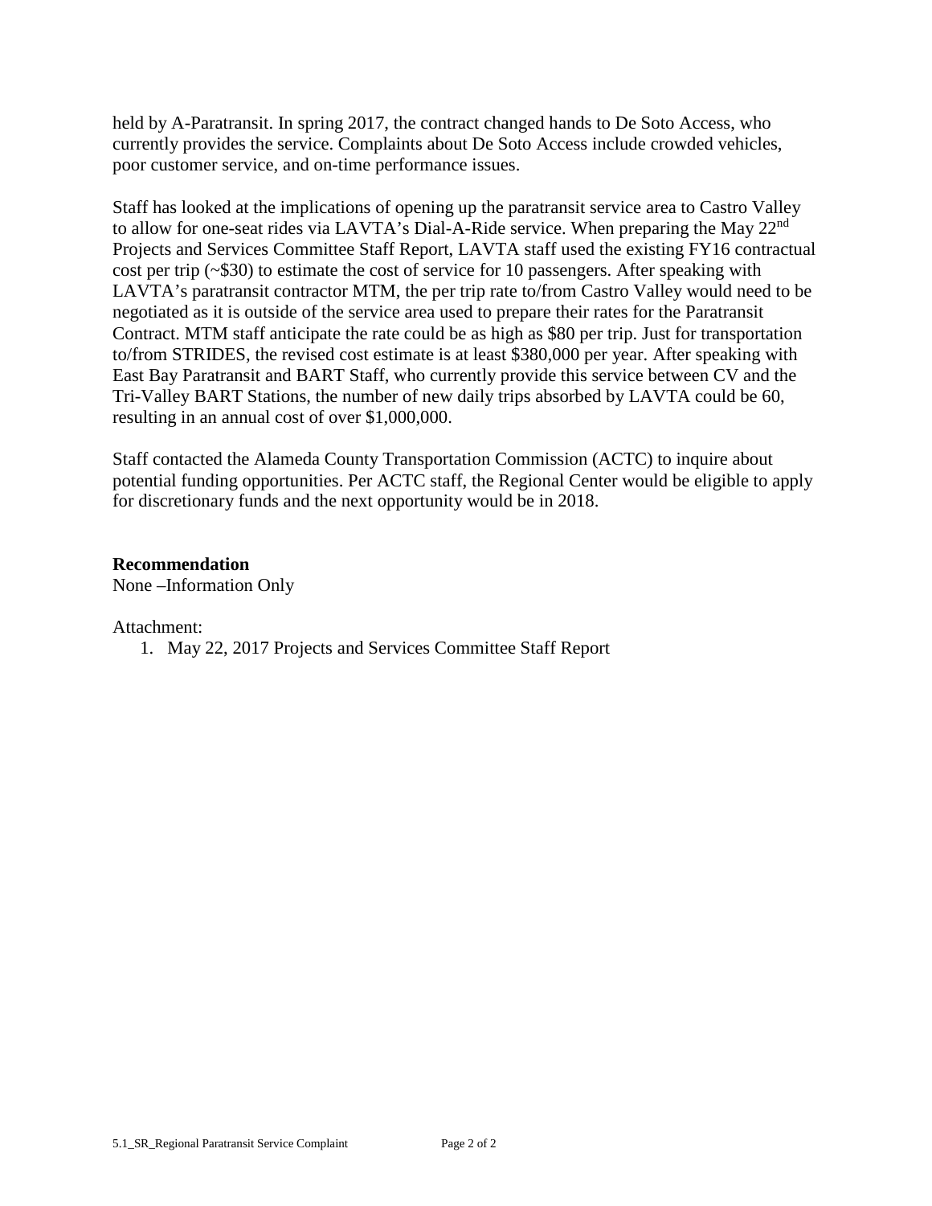held by A-Paratransit. In spring 2017, the contract changed hands to De Soto Access, who currently provides the service. Complaints about De Soto Access include crowded vehicles, poor customer service, and on-time performance issues.

Staff has looked at the implications of opening up the paratransit service area to Castro Valley to allow for one-seat rides via LAVTA's Dial-A-Ride service. When preparing the May 22nd Projects and Services Committee Staff Report, LAVTA staff used the existing FY16 contractual cost per trip (~$30) to estimate the cost of service for 10 passengers. After speaking with LAVTA's paratransit contractor MTM, the per trip rate to/from Castro Valley would need to be negotiated as it is outside of the service area used to prepare their rates for the Paratransit Contract. MTM staff anticipate the rate could be as high as $80 per trip. Just for transportation to/from STRIDES, the revised cost estimate is at least $380,000 per year. After speaking with East Bay Paratransit and BART Staff, who currently provide this service between CV and the Tri-Valley BART Stations, the number of new daily trips absorbed by LAVTA could be 60, resulting in an annual cost of over $1,000,000.

Staff contacted the Alameda County Transportation Commission (ACTC) to inquire about potential funding opportunities. Per ACTC staff, the Regional Center would be eligible to apply for discretionary funds and the next opportunity would be in 2018.

**Recommendation**
None –Information Only

Attachment:

1. May 22, 2017 Projects and Services Committee Staff Report